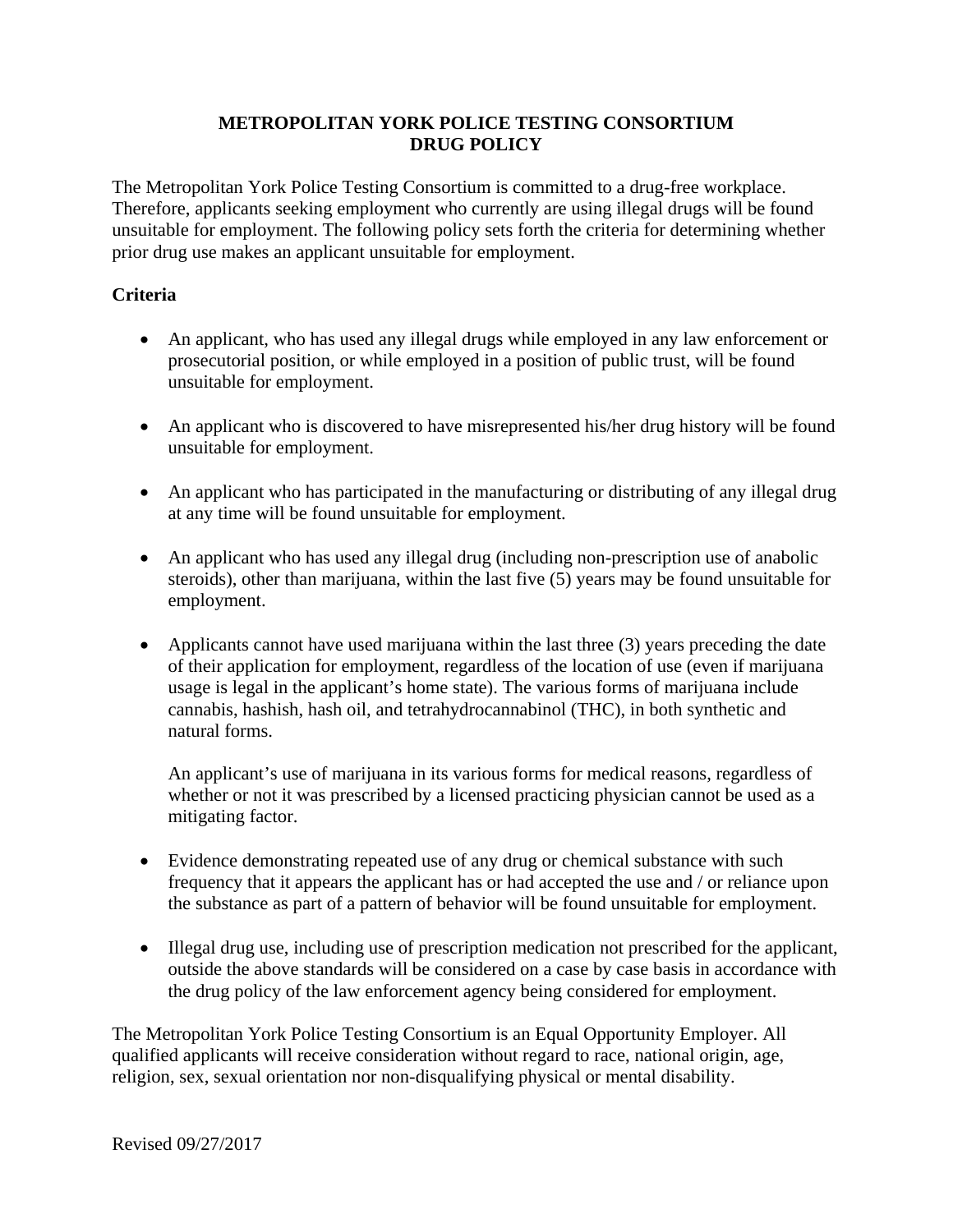# METROPOLITAN YORK POLICE TESTING CONSORTIUM
# DRUG POLICY

The Metropolitan York Police Testing Consortium is committed to a drug-free workplace. Therefore, applicants seeking employment who currently are using illegal drugs will be found unsuitable for employment. The following policy sets forth the criteria for determining whether prior drug use makes an applicant unsuitable for employment.

## Criteria

- An applicant, who has used any illegal drugs while employed in any law enforcement or prosecutorial position, or while employed in a position of public trust, will be found unsuitable for employment.

- An applicant who is discovered to have misrepresented his/her drug history will be found unsuitable for employment.

- An applicant who has participated in the manufacturing or distributing of any illegal drug at any time will be found unsuitable for employment.

- An applicant who has used any illegal drug (including non-prescription use of anabolic steroids), other than marijuana, within the last five (5) years may be found unsuitable for employment.

- Applicants cannot have used marijuana within the last three (3) years preceding the date of their application for employment, regardless of the location of use (even if marijuana usage is legal in the applicant's home state). The various forms of marijuana include cannabis, hashish, hash oil, and tetrahydrocannabinol (THC), in both synthetic and natural forms.

  An applicant's use of marijuana in its various forms for medical reasons, regardless of whether or not it was prescribed by a licensed practicing physician cannot be used as a mitigating factor.

- Evidence demonstrating repeated use of any drug or chemical substance with such frequency that it appears the applicant has or had accepted the use and / or reliance upon the substance as part of a pattern of behavior will be found unsuitable for employment.

- Illegal drug use, including use of prescription medication not prescribed for the applicant, outside the above standards will be considered on a case by case basis in accordance with the drug policy of the law enforcement agency being considered for employment.

The Metropolitan York Police Testing Consortium is an Equal Opportunity Employer. All qualified applicants will receive consideration without regard to race, national origin, age, religion, sex, sexual orientation nor non-disqualifying physical or mental disability.

Revised 09/27/2017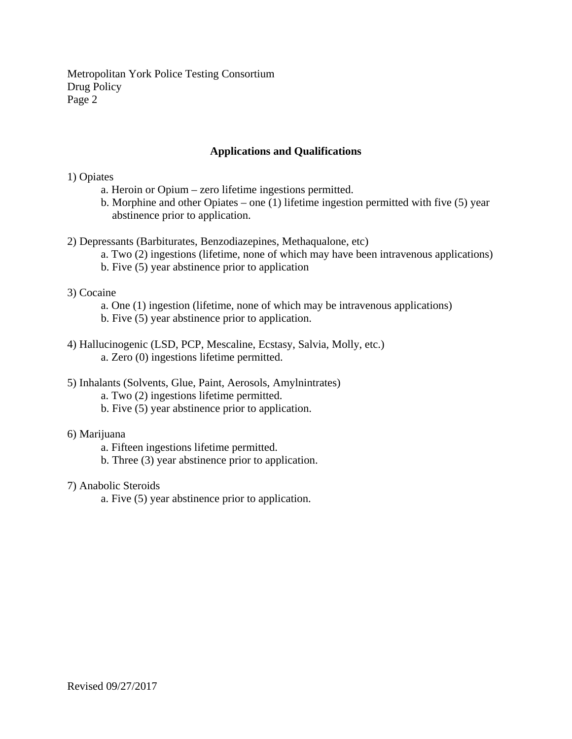## Applications and Qualifications

1) Opiates
   - a. Heroin or Opium – zero lifetime ingestions permitted.
   - b. Morphine and other Opiates – one (1) lifetime ingestion permitted with five (5) year abstinence prior to application.

2) Depressants (Barbiturates, Benzodiazepines, Methaqualone, etc)
   - a. Two (2) ingestions (lifetime, none of which may have been intravenous applications)
   - b. Five (5) year abstinence prior to application

3) Cocaine
   - a. One (1) ingestion (lifetime, none of which may be intravenous applications)
   - b. Five (5) year abstinence prior to application.

4) Hallucinogenic (LSD, PCP, Mescaline, Ecstasy, Salvia, Molly, etc.)
   - a. Zero (0) ingestions lifetime permitted.

5) Inhalants (Solvents, Glue, Paint, Aerosols, Amylnintrates)
   - a. Two (2) ingestions lifetime permitted.
   - b. Five (5) year abstinence prior to application.

6) Marijuana
   - a. Fifteen ingestions lifetime permitted.
   - b. Three (3) year abstinence prior to application.

7) Anabolic Steroids
   - a. Five (5) year abstinence prior to application.